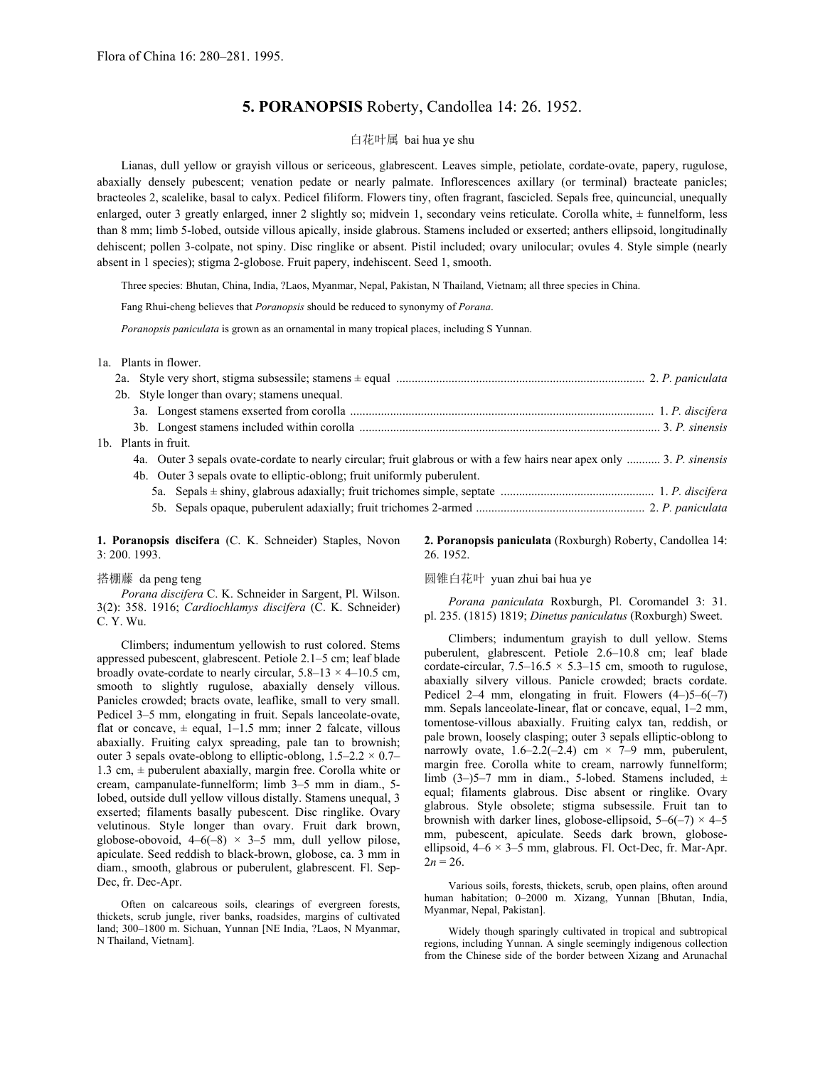Flora of China 16: 280–281. 1995.

# 5. PORANOPSIS Roberty, Candollea 14: 26. 1952.

白花叶属 bai hua ye shu

Lianas, dull yellow or grayish villous or sericeous, glabrescent. Leaves simple, petiolate, cordate-ovate, papery, rugulose, abaxially densely pubescent; venation pedate or nearly palmate. Inflorescences axillary (or terminal) bracteate panicles; bracteoles 2, scalelike, basal to calyx. Pedicel filiform. Flowers tiny, often fragrant, fascicled. Sepals free, quincuncial, unequally enlarged, outer 3 greatly enlarged, inner 2 slightly so; midvein 1, secondary veins reticulate. Corolla white, ± funnelform, less than 8 mm; limb 5-lobed, outside villous apically, inside glabrous. Stamens included or exserted; anthers ellipsoid, longitudinally dehiscent; pollen 3-colpate, not spiny. Disc ringlike or absent. Pistil included; ovary unilocular; ovules 4. Style simple (nearly absent in 1 species); stigma 2-globose. Fruit papery, indehiscent. Seed 1, smooth.

Three species: Bhutan, China, India, ?Laos, Myanmar, Nepal, Pakistan, N Thailand, Vietnam; all three species in China.

Fang Rhui-cheng believes that *Poranopsis* should be reduced to synonymy of *Porana*.

*Poranopsis paniculata* is grown as an ornamental in many tropical places, including S Yunnan.

1a. Plants in flower.
- 2a. Style very short, stigma subsessile; stamens ± equal ............ 2. *P. paniculata*
- 2b. Style longer than ovary; stamens unequal.
  - 3a. Longest stamens exserted from corolla ............ 1. *P. discifera*
  - 3b. Longest stamens included within corolla ............ 3. *P. sinensis*

1b. Plants in fruit.
- 4a. Outer 3 sepals ovate-cordate to nearly circular; fruit glabrous or with a few hairs near apex only ............ 3. *P. sinensis*
- 4b. Outer 3 sepals ovate to elliptic-oblong; fruit uniformly puberulent.
  - 5a. Sepals ± shiny, glabrous adaxially; fruit trichomes simple, septate ............ 1. *P. discifera*
  - 5b. Sepals opaque, puberulent adaxially; fruit trichomes 2-armed ............ 2. *P. paniculata*

**1. Poranopsis discifera** (C. K. Schneider) Staples, Novon 3: 200. 1993.

搭棚藤 da peng teng

*Porana discifera* C. K. Schneider in Sargent, Pl. Wilson. 3(2): 358. 1916; *Cardiochlamys discifera* (C. K. Schneider) C. Y. Wu.

Climbers; indumentum yellowish to rust colored. Stems appressed pubescent, glabrescent. Petiole 2.1–5 cm; leaf blade broadly ovate-cordate to nearly circular, 5.8–13 × 4–10.5 cm, smooth to slightly rugulose, abaxially densely villous. Panicles crowded; bracts ovate, leaflike, small to very small. Pedicel 3–5 mm, elongating in fruit. Sepals lanceolate-ovate, flat or concave, ± equal, 1–1.5 mm; inner 2 falcate, villous abaxially. Fruiting calyx spreading, pale tan to brownish; outer 3 sepals ovate-oblong to elliptic-oblong, 1.5–2.2 × 0.7–1.3 cm, ± puberulent abaxially, margin free. Corolla white or cream, campanulate-funnelform; limb 3–5 mm in diam., 5-lobed, outside dull yellow villous distally. Stamens unequal, 3 exserted; filaments basally pubescent. Disc ringlike. Ovary velutinous. Style longer than ovary. Fruit dark brown, globose-obovoid, 4–6(–8) × 3–5 mm, dull yellow pilose, apiculate. Seed reddish to black-brown, globose, ca. 3 mm in diam., smooth, glabrous or puberulent, glabrescent. Fl. Sep-Dec, fr. Dec-Apr.

Often on calcareous soils, clearings of evergreen forests, thickets, scrub jungle, river banks, roadsides, margins of cultivated land; 300–1800 m. Sichuan, Yunnan [NE India, ?Laos, N Myanmar, N Thailand, Vietnam].

**2. Poranopsis paniculata** (Roxburgh) Roberty, Candollea 14: 26. 1952.

圆锥白花叶 yuan zhui bai hua ye

*Porana paniculata* Roxburgh, Pl. Coromandel 3: 31. pl. 235. (1815) 1819; *Dinetus paniculatus* (Roxburgh) Sweet.

Climbers; indumentum grayish to dull yellow. Stems puberulent, glabrescent. Petiole 2.6–10.8 cm; leaf blade cordate-circular, 7.5–16.5 × 5.3–15 cm, smooth to rugulose, abaxially silvery villous. Panicle crowded; bracts cordate. Pedicel 2–4 mm, elongating in fruit. Flowers (4–)5–6(–7) mm. Sepals lanceolate-linear, flat or concave, equal, 1–2 mm, tomentose-villous abaxially. Fruiting calyx tan, reddish, or pale brown, loosely clasping; outer 3 sepals elliptic-oblong to narrowly ovate, 1.6–2.2(–2.4) cm × 7–9 mm, puberulent, margin free. Corolla white to cream, narrowly funnelform; limb (3–)5–7 mm in diam., 5-lobed. Stamens included, ± equal; filaments glabrous. Disc absent or ringlike. Ovary glabrous. Style obsolete; stigma subsessile. Fruit tan to brownish with darker lines, globose-ellipsoid, 5–6(–7) × 4–5 mm, pubescent, apiculate. Seeds dark brown, globose-ellipsoid, 4–6 × 3–5 mm, glabrous. Fl. Oct-Dec, fr. Mar-Apr. $2n = 26$.

Various soils, forests, thickets, scrub, open plains, often around human habitation; 0–2000 m. Xizang, Yunnan [Bhutan, India, Myanmar, Nepal, Pakistan].

Widely though sparingly cultivated in tropical and subtropical regions, including Yunnan. A single seemingly indigenous collection from the Chinese side of the border between Xizang and Arunachal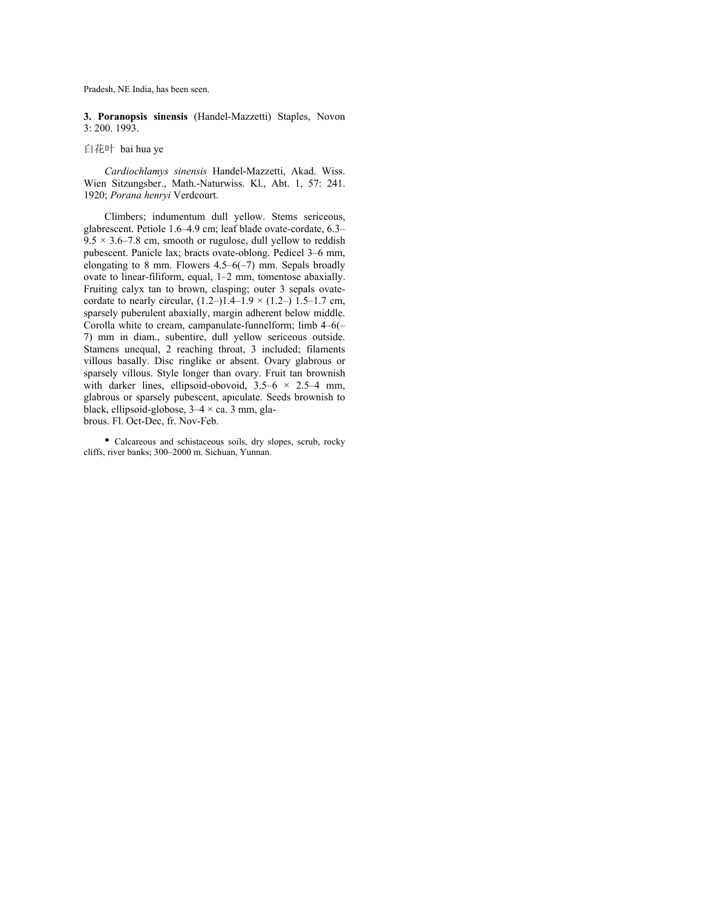Pradesh, NE India, has been seen.

**3. Poranopsis sinensis** (Handel-Mazzetti) Staples, Novon 3: 200. 1993.

白花叶 bai hua ye

*Cardiochlamys sinensis* Handel-Mazzetti, Akad. Wiss. Wien Sitzungsber., Math.-Naturwiss. Kl., Abt. 1, 57: 241. 1920; *Porana henryi* Verdcourt.

Climbers; indumentum dull yellow. Stems sericeous, glabrescent. Petiole 1.6–4.9 cm; leaf blade ovate-cordate, 6.3–9.5 × 3.6–7.8 cm, smooth or rugulose, dull yellow to reddish pubescent. Panicle lax; bracts ovate-oblong. Pedicel 3–6 mm, elongating to 8 mm. Flowers 4.5–6(–7) mm. Sepals broadly ovate to linear-filiform, equal, 1–2 mm, tomentose abaxially. Fruiting calyx tan to brown, clasping; outer 3 sepals ovate-cordate to nearly circular, (1.2–)1.4–1.9 × (1.2–) 1.5–1.7 cm, sparsely puberulent abaxially, margin adherent below middle. Corolla white to cream, campanulate-funnelform; limb 4–6(–7) mm in diam., subentire, dull yellow sericeous outside. Stamens unequal, 2 reaching throat, 3 included; filaments villous basally. Disc ringlike or absent. Ovary glabrous or sparsely villous. Style longer than ovary. Fruit tan brownish with darker lines, ellipsoid-obovoid, 3.5–6 × 2.5–4 mm, glabrous or sparsely pubescent, apiculate. Seeds brownish to black, ellipsoid-globose, 3–4 × ca. 3 mm, glabrous. Fl. Oct-Dec, fr. Nov-Feb.

• Calcareous and schistaceous soils, dry slopes, scrub, rocky cliffs, river banks; 300–2000 m. Sichuan, Yunnan.